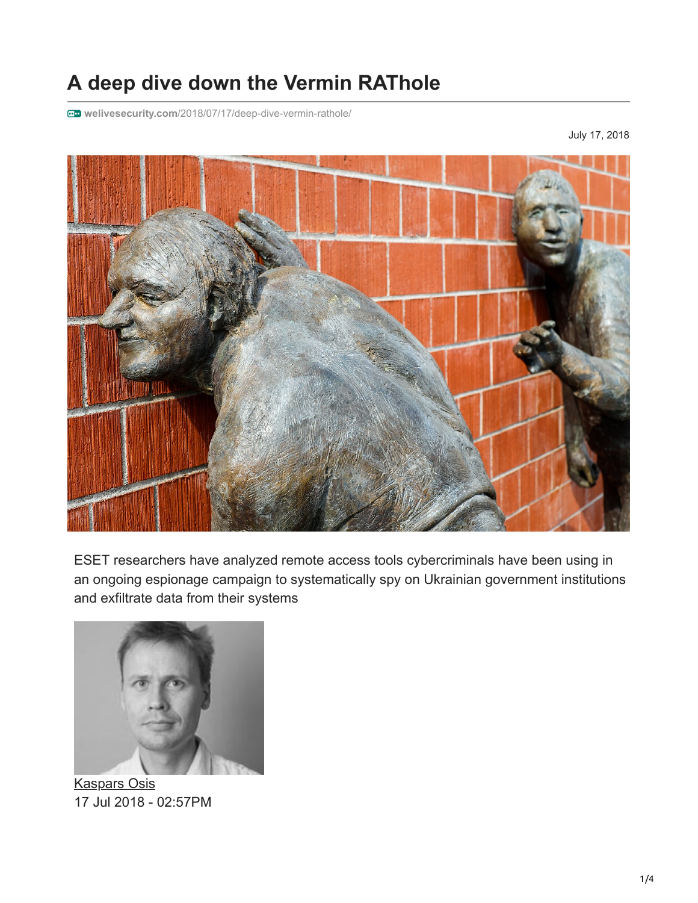# A deep dive down the Vermin RAThole

welivesecurity.com/2018/07/17/deep-dive-vermin-rathole/

July 17, 2018

ESET researchers have analyzed remote access tools cybercriminals have been using in an ongoing espionage campaign to systematically spy on Ukrainian government institutions and exfiltrate data from their systems

Kaspars Osis
17 Jul 2018 - 02:57PM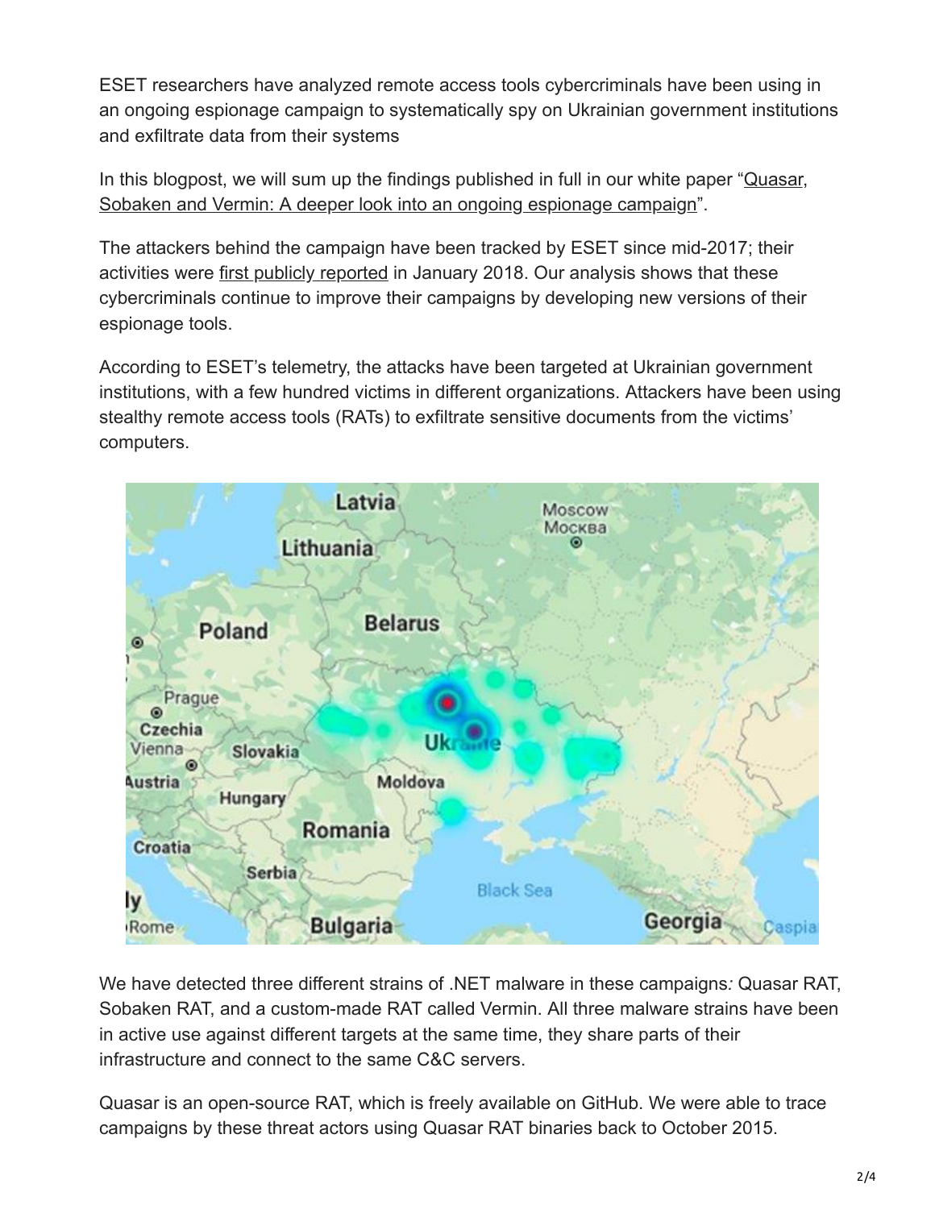ESET researchers have analyzed remote access tools cybercriminals have been using in an ongoing espionage campaign to systematically spy on Ukrainian government institutions and exfiltrate data from their systems

In this blogpost, we will sum up the findings published in full in our white paper "Quasar, Sobaken and Vermin: A deeper look into an ongoing espionage campaign".

The attackers behind the campaign have been tracked by ESET since mid-2017; their activities were first publicly reported in January 2018. Our analysis shows that these cybercriminals continue to improve their campaigns by developing new versions of their espionage tools.

According to ESET's telemetry, the attacks have been targeted at Ukrainian government institutions, with a few hundred victims in different organizations. Attackers have been using stealthy remote access tools (RATs) to exfiltrate sensitive documents from the victims' computers.

We have detected three different strains of .NET malware in these campaigns: Quasar RAT, Sobaken RAT, and a custom-made RAT called Vermin. All three malware strains have been in active use against different targets at the same time, they share parts of their infrastructure and connect to the same C&C servers.

Quasar is an open-source RAT, which is freely available on GitHub. We were able to trace campaigns by these threat actors using Quasar RAT binaries back to October 2015.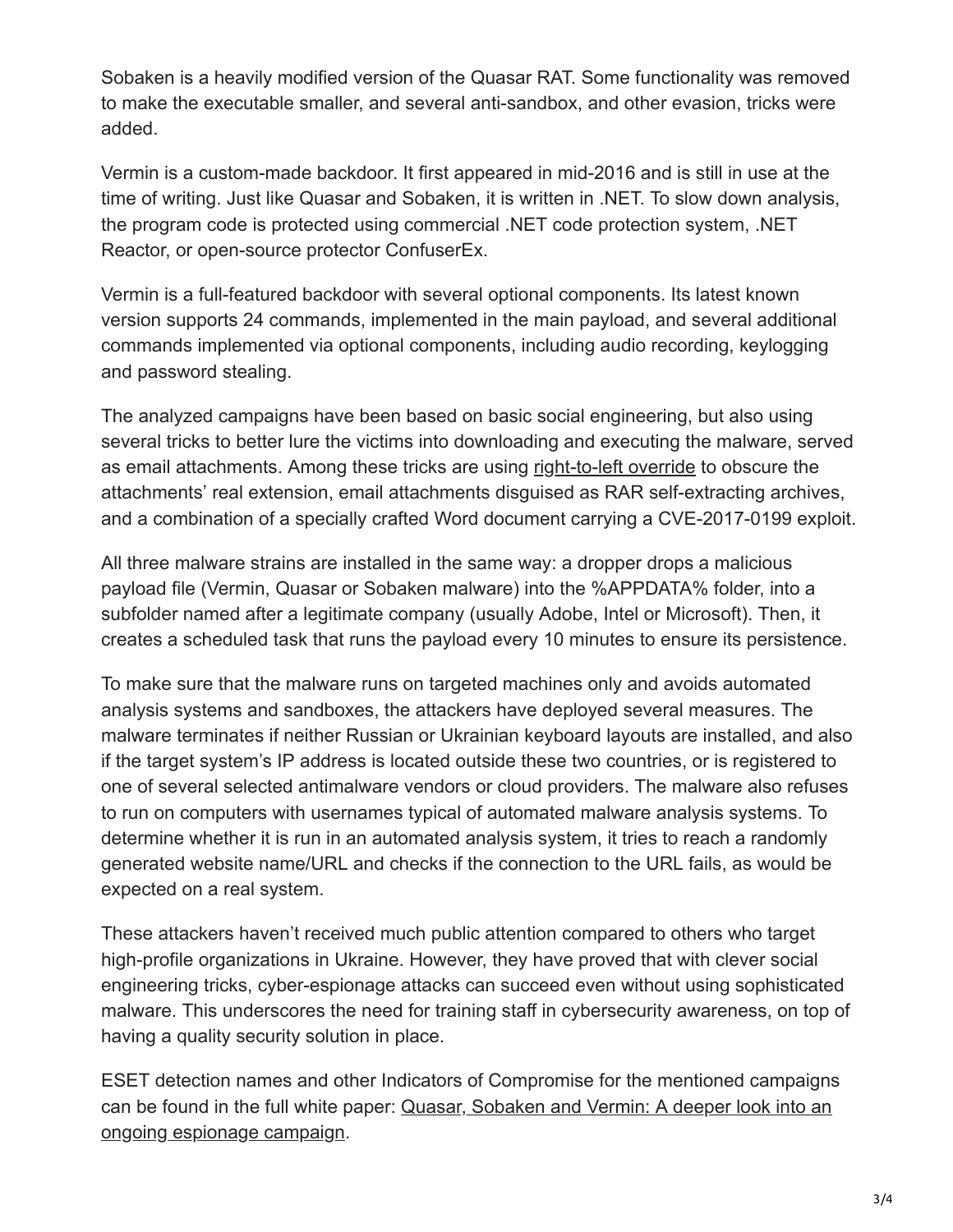Sobaken is a heavily modified version of the Quasar RAT. Some functionality was removed to make the executable smaller, and several anti-sandbox, and other evasion, tricks were added.

Vermin is a custom-made backdoor. It first appeared in mid-2016 and is still in use at the time of writing. Just like Quasar and Sobaken, it is written in .NET. To slow down analysis, the program code is protected using commercial .NET code protection system, .NET Reactor, or open-source protector ConfuserEx.

Vermin is a full-featured backdoor with several optional components. Its latest known version supports 24 commands, implemented in the main payload, and several additional commands implemented via optional components, including audio recording, keylogging and password stealing.

The analyzed campaigns have been based on basic social engineering, but also using several tricks to better lure the victims into downloading and executing the malware, served as email attachments. Among these tricks are using right-to-left override to obscure the attachments' real extension, email attachments disguised as RAR self-extracting archives, and a combination of a specially crafted Word document carrying a CVE-2017-0199 exploit.

All three malware strains are installed in the same way: a dropper drops a malicious payload file (Vermin, Quasar or Sobaken malware) into the %APPDATA% folder, into a subfolder named after a legitimate company (usually Adobe, Intel or Microsoft). Then, it creates a scheduled task that runs the payload every 10 minutes to ensure its persistence.

To make sure that the malware runs on targeted machines only and avoids automated analysis systems and sandboxes, the attackers have deployed several measures. The malware terminates if neither Russian or Ukrainian keyboard layouts are installed, and also if the target system's IP address is located outside these two countries, or is registered to one of several selected antimalware vendors or cloud providers. The malware also refuses to run on computers with usernames typical of automated malware analysis systems. To determine whether it is run in an automated analysis system, it tries to reach a randomly generated website name/URL and checks if the connection to the URL fails, as would be expected on a real system.

These attackers haven't received much public attention compared to others who target high-profile organizations in Ukraine. However, they have proved that with clever social engineering tricks, cyber-espionage attacks can succeed even without using sophisticated malware. This underscores the need for training staff in cybersecurity awareness, on top of having a quality security solution in place.

ESET detection names and other Indicators of Compromise for the mentioned campaigns can be found in the full white paper: Quasar, Sobaken and Vermin: A deeper look into an ongoing espionage campaign.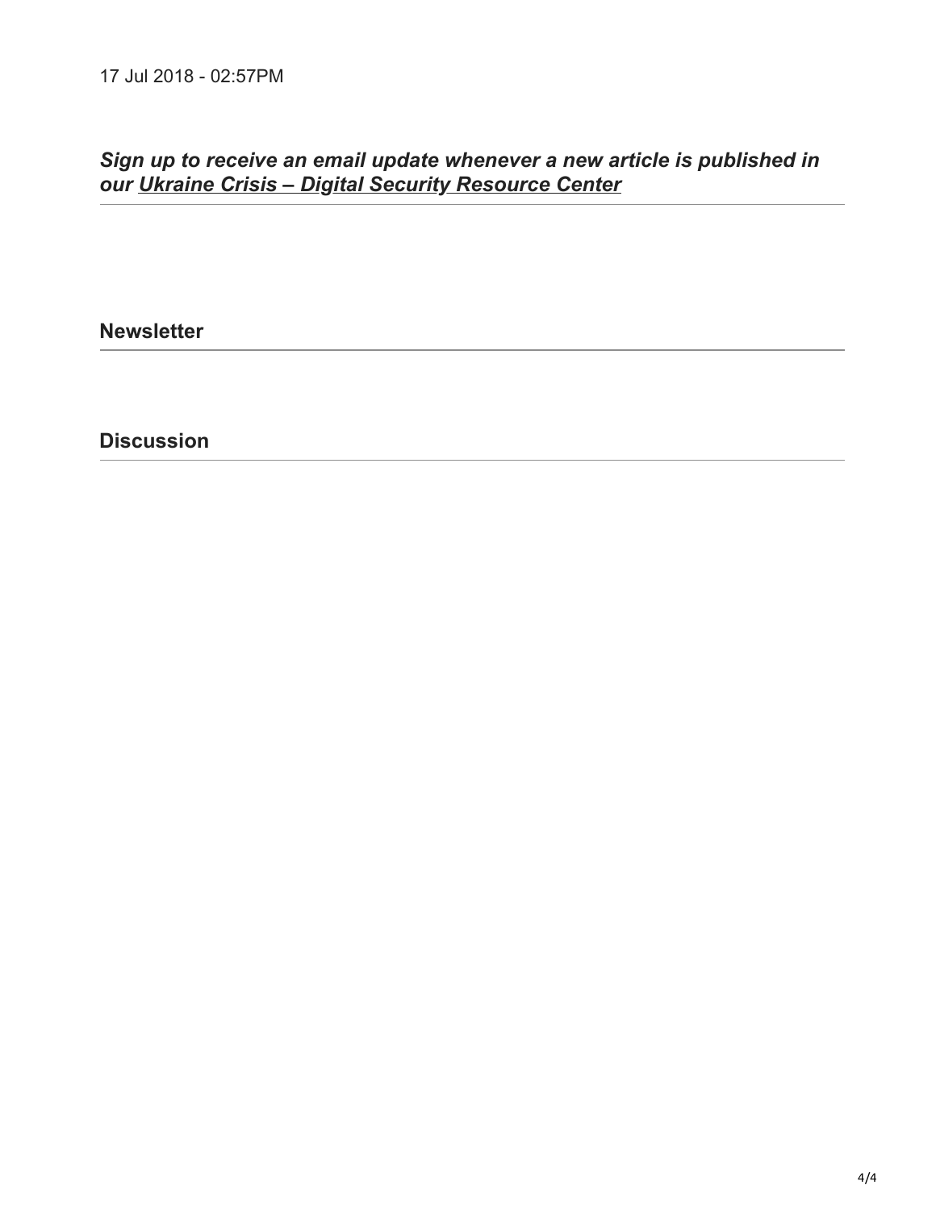17 Jul 2018 - 02:57PM

***Sign up to receive an email update whenever a new article is published in our Ukraine Crisis – Digital Security Resource Center***

---

## Newsletter

---

## Discussion

---